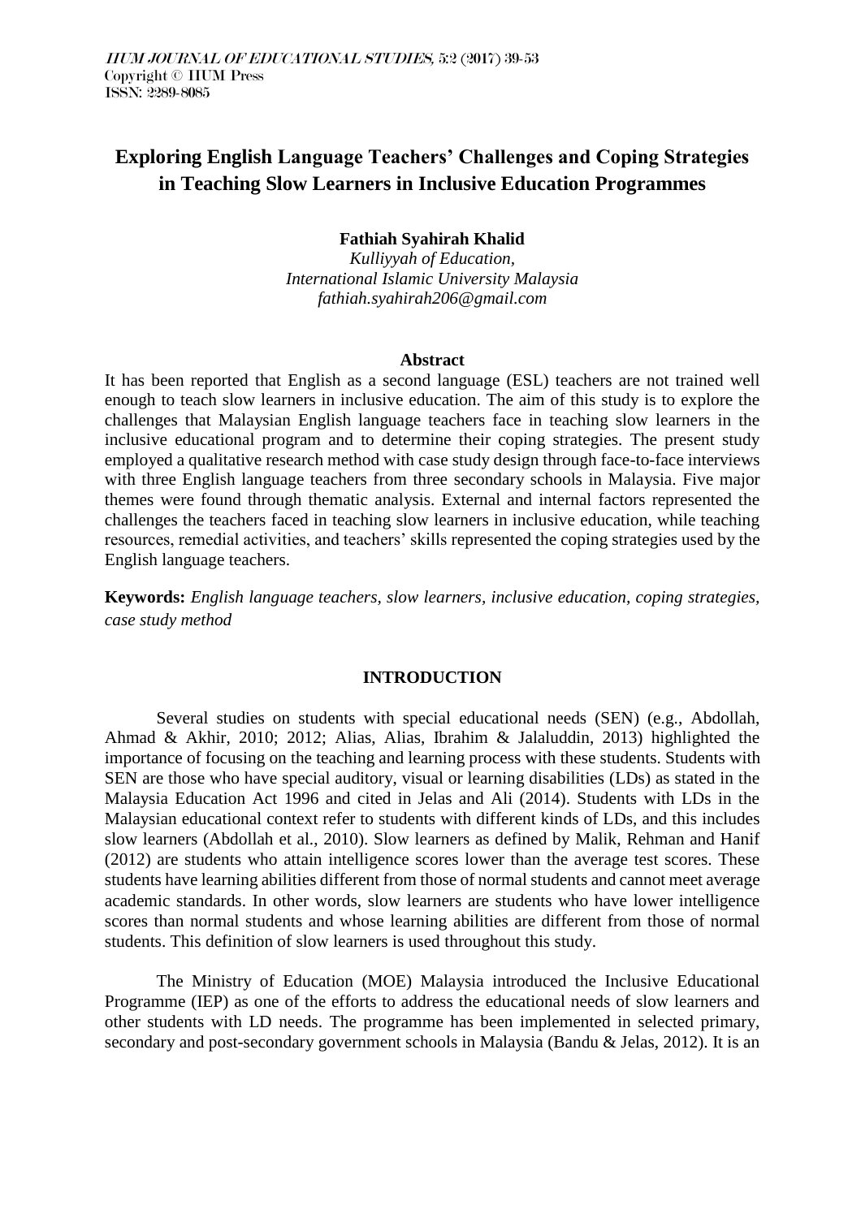# Exploring English Language Teachers' Challenges and Coping Strategies in Teaching Slow Learners in Inclusive Education Programmes

**Fathiah Syahirah Khalid**

*Kulliyyah of Education,*
*International Islamic University Malaysia*
*fathiah.syahirah206@gmail.com*

## Abstract

It has been reported that English as a second language (ESL) teachers are not trained well enough to teach slow learners in inclusive education. The aim of this study is to explore the challenges that Malaysian English language teachers face in teaching slow learners in the inclusive educational program and to determine their coping strategies. The present study employed a qualitative research method with case study design through face-to-face interviews with three English language teachers from three secondary schools in Malaysia. Five major themes were found through thematic analysis. External and internal factors represented the challenges the teachers faced in teaching slow learners in inclusive education, while teaching resources, remedial activities, and teachers' skills represented the coping strategies used by the English language teachers.

**Keywords:** *English language teachers, slow learners, inclusive education, coping strategies, case study method*

## INTRODUCTION

Several studies on students with special educational needs (SEN) (e.g., Abdollah, Ahmad & Akhir, 2010; 2012; Alias, Alias, Ibrahim & Jalaluddin, 2013) highlighted the importance of focusing on the teaching and learning process with these students. Students with SEN are those who have special auditory, visual or learning disabilities (LDs) as stated in the Malaysia Education Act 1996 and cited in Jelas and Ali (2014). Students with LDs in the Malaysian educational context refer to students with different kinds of LDs, and this includes slow learners (Abdollah et al., 2010). Slow learners as defined by Malik, Rehman and Hanif (2012) are students who attain intelligence scores lower than the average test scores. These students have learning abilities different from those of normal students and cannot meet average academic standards. In other words, slow learners are students who have lower intelligence scores than normal students and whose learning abilities are different from those of normal students. This definition of slow learners is used throughout this study.

The Ministry of Education (MOE) Malaysia introduced the Inclusive Educational Programme (IEP) as one of the efforts to address the educational needs of slow learners and other students with LD needs. The programme has been implemented in selected primary, secondary and post-secondary government schools in Malaysia (Bandu & Jelas, 2012). It is an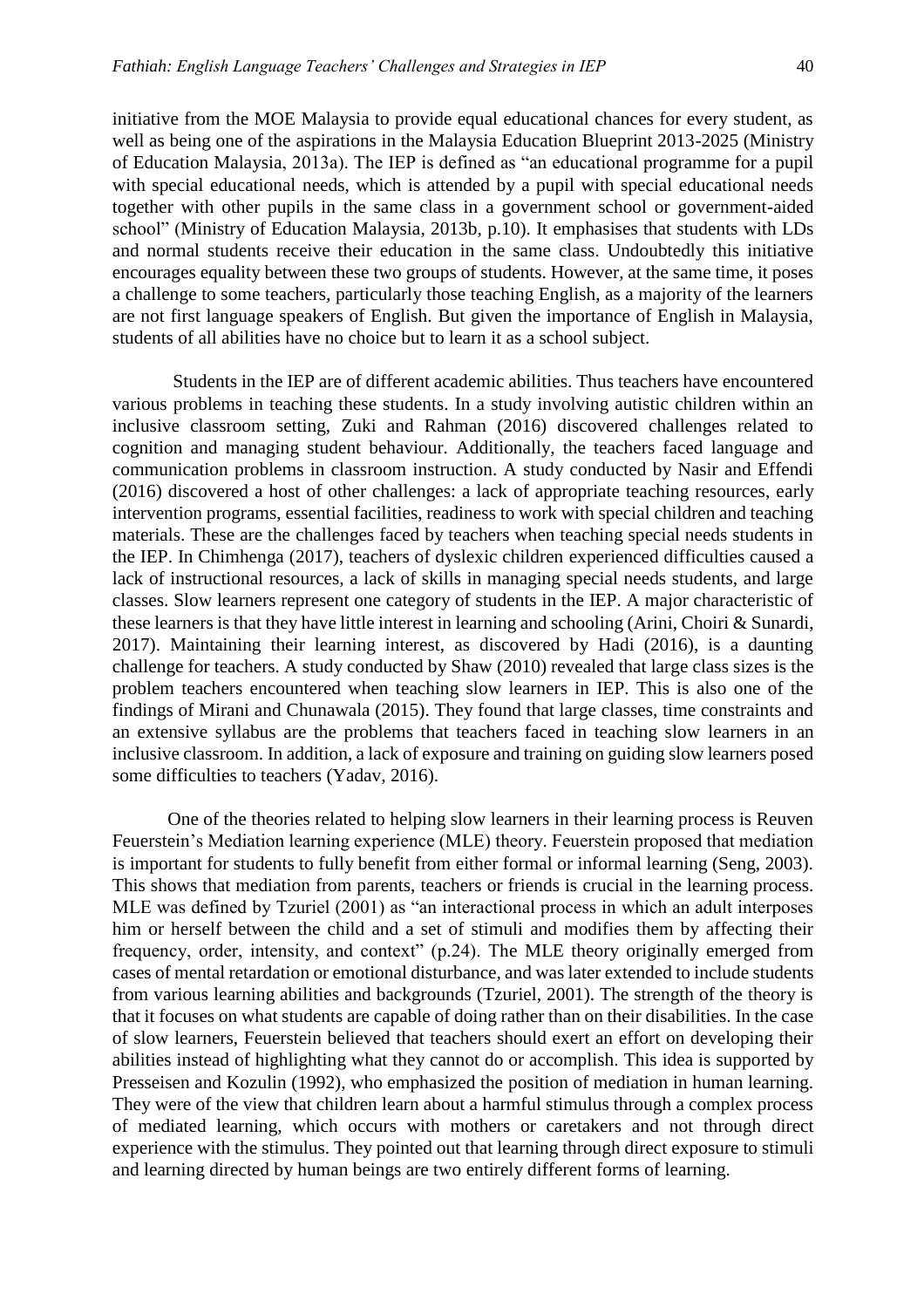initiative from the MOE Malaysia to provide equal educational chances for every student, as well as being one of the aspirations in the Malaysia Education Blueprint 2013-2025 (Ministry of Education Malaysia, 2013a). The IEP is defined as "an educational programme for a pupil with special educational needs, which is attended by a pupil with special educational needs together with other pupils in the same class in a government school or government-aided school" (Ministry of Education Malaysia, 2013b, p.10). It emphasises that students with LDs and normal students receive their education in the same class. Undoubtedly this initiative encourages equality between these two groups of students. However, at the same time, it poses a challenge to some teachers, particularly those teaching English, as a majority of the learners are not first language speakers of English. But given the importance of English in Malaysia, students of all abilities have no choice but to learn it as a school subject.

Students in the IEP are of different academic abilities. Thus teachers have encountered various problems in teaching these students. In a study involving autistic children within an inclusive classroom setting, Zuki and Rahman (2016) discovered challenges related to cognition and managing student behaviour. Additionally, the teachers faced language and communication problems in classroom instruction. A study conducted by Nasir and Effendi (2016) discovered a host of other challenges: a lack of appropriate teaching resources, early intervention programs, essential facilities, readiness to work with special children and teaching materials. These are the challenges faced by teachers when teaching special needs students in the IEP. In Chimhenga (2017), teachers of dyslexic children experienced difficulties caused a lack of instructional resources, a lack of skills in managing special needs students, and large classes. Slow learners represent one category of students in the IEP. A major characteristic of these learners is that they have little interest in learning and schooling (Arini, Choiri & Sunardi, 2017). Maintaining their learning interest, as discovered by Hadi (2016), is a daunting challenge for teachers. A study conducted by Shaw (2010) revealed that large class sizes is the problem teachers encountered when teaching slow learners in IEP. This is also one of the findings of Mirani and Chunawala (2015). They found that large classes, time constraints and an extensive syllabus are the problems that teachers faced in teaching slow learners in an inclusive classroom. In addition, a lack of exposure and training on guiding slow learners posed some difficulties to teachers (Yadav, 2016).

One of the theories related to helping slow learners in their learning process is Reuven Feuerstein's Mediation learning experience (MLE) theory. Feuerstein proposed that mediation is important for students to fully benefit from either formal or informal learning (Seng, 2003). This shows that mediation from parents, teachers or friends is crucial in the learning process. MLE was defined by Tzuriel (2001) as "an interactional process in which an adult interposes him or herself between the child and a set of stimuli and modifies them by affecting their frequency, order, intensity, and context" (p.24). The MLE theory originally emerged from cases of mental retardation or emotional disturbance, and was later extended to include students from various learning abilities and backgrounds (Tzuriel, 2001). The strength of the theory is that it focuses on what students are capable of doing rather than on their disabilities. In the case of slow learners, Feuerstein believed that teachers should exert an effort on developing their abilities instead of highlighting what they cannot do or accomplish. This idea is supported by Presseisen and Kozulin (1992), who emphasized the position of mediation in human learning. They were of the view that children learn about a harmful stimulus through a complex process of mediated learning, which occurs with mothers or caretakers and not through direct experience with the stimulus. They pointed out that learning through direct exposure to stimuli and learning directed by human beings are two entirely different forms of learning.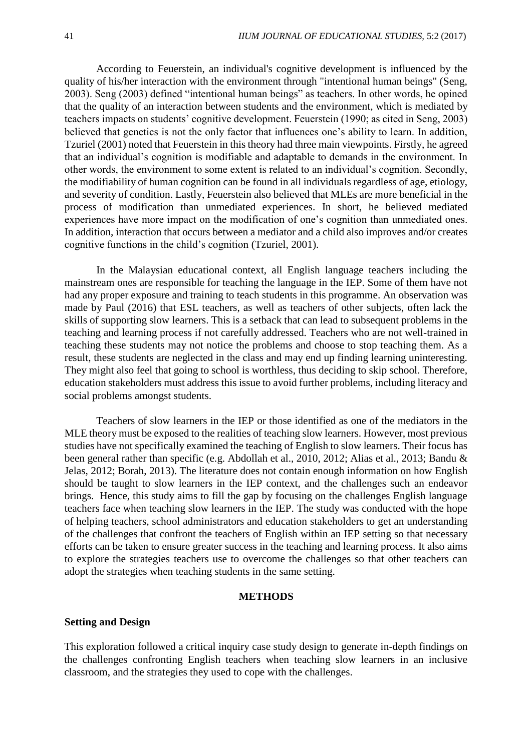According to Feuerstein, an individual's cognitive development is influenced by the quality of his/her interaction with the environment through "intentional human beings" (Seng, 2003). Seng (2003) defined "intentional human beings" as teachers. In other words, he opined that the quality of an interaction between students and the environment, which is mediated by teachers impacts on students' cognitive development. Feuerstein (1990; as cited in Seng, 2003) believed that genetics is not the only factor that influences one's ability to learn. In addition, Tzuriel (2001) noted that Feuerstein in this theory had three main viewpoints. Firstly, he agreed that an individual's cognition is modifiable and adaptable to demands in the environment. In other words, the environment to some extent is related to an individual's cognition. Secondly, the modifiability of human cognition can be found in all individuals regardless of age, etiology, and severity of condition. Lastly, Feuerstein also believed that MLEs are more beneficial in the process of modification than unmediated experiences. In short, he believed mediated experiences have more impact on the modification of one's cognition than unmediated ones. In addition, interaction that occurs between a mediator and a child also improves and/or creates cognitive functions in the child's cognition (Tzuriel, 2001).

In the Malaysian educational context, all English language teachers including the mainstream ones are responsible for teaching the language in the IEP. Some of them have not had any proper exposure and training to teach students in this programme. An observation was made by Paul (2016) that ESL teachers, as well as teachers of other subjects, often lack the skills of supporting slow learners. This is a setback that can lead to subsequent problems in the teaching and learning process if not carefully addressed. Teachers who are not well-trained in teaching these students may not notice the problems and choose to stop teaching them. As a result, these students are neglected in the class and may end up finding learning uninteresting. They might also feel that going to school is worthless, thus deciding to skip school. Therefore, education stakeholders must address this issue to avoid further problems, including literacy and social problems amongst students.

Teachers of slow learners in the IEP or those identified as one of the mediators in the MLE theory must be exposed to the realities of teaching slow learners. However, most previous studies have not specifically examined the teaching of English to slow learners. Their focus has been general rather than specific (e.g. Abdollah et al., 2010, 2012; Alias et al., 2013; Bandu & Jelas, 2012; Borah, 2013). The literature does not contain enough information on how English should be taught to slow learners in the IEP context, and the challenges such an endeavor brings. Hence, this study aims to fill the gap by focusing on the challenges English language teachers face when teaching slow learners in the IEP. The study was conducted with the hope of helping teachers, school administrators and education stakeholders to get an understanding of the challenges that confront the teachers of English within an IEP setting so that necessary efforts can be taken to ensure greater success in the teaching and learning process. It also aims to explore the strategies teachers use to overcome the challenges so that other teachers can adopt the strategies when teaching students in the same setting.

## METHODS

### Setting and Design

This exploration followed a critical inquiry case study design to generate in-depth findings on the challenges confronting English teachers when teaching slow learners in an inclusive classroom, and the strategies they used to cope with the challenges.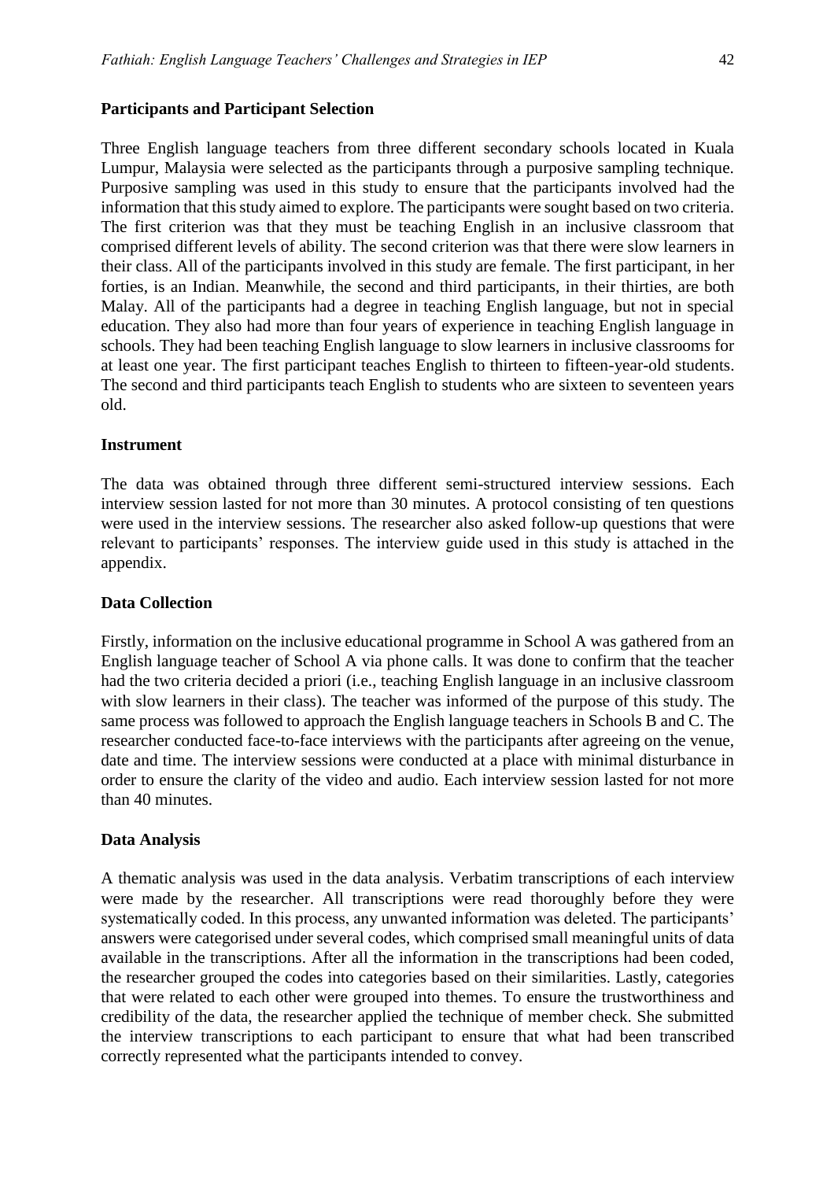### Participants and Participant Selection

Three English language teachers from three different secondary schools located in Kuala Lumpur, Malaysia were selected as the participants through a purposive sampling technique. Purposive sampling was used in this study to ensure that the participants involved had the information that this study aimed to explore. The participants were sought based on two criteria. The first criterion was that they must be teaching English in an inclusive classroom that comprised different levels of ability. The second criterion was that there were slow learners in their class. All of the participants involved in this study are female. The first participant, in her forties, is an Indian. Meanwhile, the second and third participants, in their thirties, are both Malay. All of the participants had a degree in teaching English language, but not in special education. They also had more than four years of experience in teaching English language in schools. They had been teaching English language to slow learners in inclusive classrooms for at least one year. The first participant teaches English to thirteen to fifteen-year-old students. The second and third participants teach English to students who are sixteen to seventeen years old.

### Instrument

The data was obtained through three different semi-structured interview sessions. Each interview session lasted for not more than 30 minutes. A protocol consisting of ten questions were used in the interview sessions. The researcher also asked follow-up questions that were relevant to participants' responses. The interview guide used in this study is attached in the appendix.

### Data Collection

Firstly, information on the inclusive educational programme in School A was gathered from an English language teacher of School A via phone calls. It was done to confirm that the teacher had the two criteria decided a priori (i.e., teaching English language in an inclusive classroom with slow learners in their class). The teacher was informed of the purpose of this study. The same process was followed to approach the English language teachers in Schools B and C. The researcher conducted face-to-face interviews with the participants after agreeing on the venue, date and time. The interview sessions were conducted at a place with minimal disturbance in order to ensure the clarity of the video and audio. Each interview session lasted for not more than 40 minutes.

### Data Analysis

A thematic analysis was used in the data analysis. Verbatim transcriptions of each interview were made by the researcher. All transcriptions were read thoroughly before they were systematically coded. In this process, any unwanted information was deleted. The participants' answers were categorised under several codes, which comprised small meaningful units of data available in the transcriptions. After all the information in the transcriptions had been coded, the researcher grouped the codes into categories based on their similarities. Lastly, categories that were related to each other were grouped into themes. To ensure the trustworthiness and credibility of the data, the researcher applied the technique of member check. She submitted the interview transcriptions to each participant to ensure that what had been transcribed correctly represented what the participants intended to convey.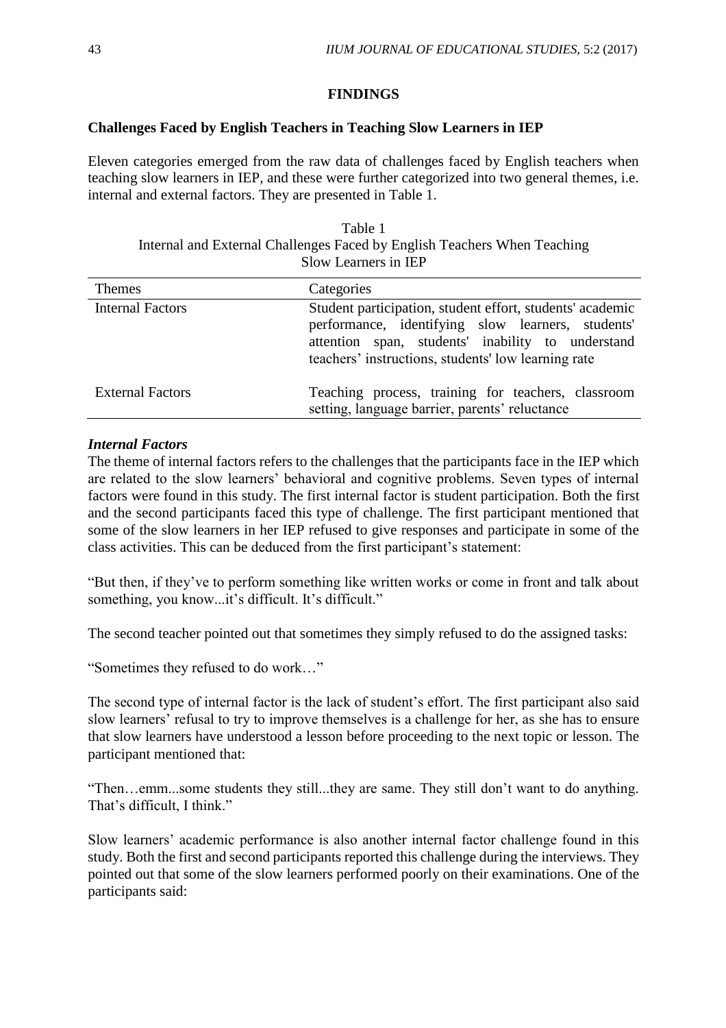## FINDINGS

### Challenges Faced by English Teachers in Teaching Slow Learners in IEP

Eleven categories emerged from the raw data of challenges faced by English teachers when teaching slow learners in IEP, and these were further categorized into two general themes, i.e. internal and external factors. They are presented in Table 1.

Table 1
Internal and External Challenges Faced by English Teachers When Teaching Slow Learners in IEP

| Themes | Categories |
|---|---|
| Internal Factors | Student participation, student effort, students' academic performance, identifying slow learners, students' attention span, students' inability to understand teachers' instructions, students' low learning rate |
| External Factors | Teaching process, training for teachers, classroom setting, language barrier, parents' reluctance |

#### *Internal Factors*

The theme of internal factors refers to the challenges that the participants face in the IEP which are related to the slow learners' behavioral and cognitive problems. Seven types of internal factors were found in this study. The first internal factor is student participation. Both the first and the second participants faced this type of challenge. The first participant mentioned that some of the slow learners in her IEP refused to give responses and participate in some of the class activities. This can be deduced from the first participant's statement:

"But then, if they've to perform something like written works or come in front and talk about something, you know...it's difficult. It's difficult."

The second teacher pointed out that sometimes they simply refused to do the assigned tasks:

"Sometimes they refused to do work…"

The second type of internal factor is the lack of student's effort. The first participant also said slow learners' refusal to try to improve themselves is a challenge for her, as she has to ensure that slow learners have understood a lesson before proceeding to the next topic or lesson. The participant mentioned that:

"Then…emm...some students they still...they are same. They still don't want to do anything. That's difficult, I think."

Slow learners' academic performance is also another internal factor challenge found in this study. Both the first and second participants reported this challenge during the interviews. They pointed out that some of the slow learners performed poorly on their examinations. One of the participants said: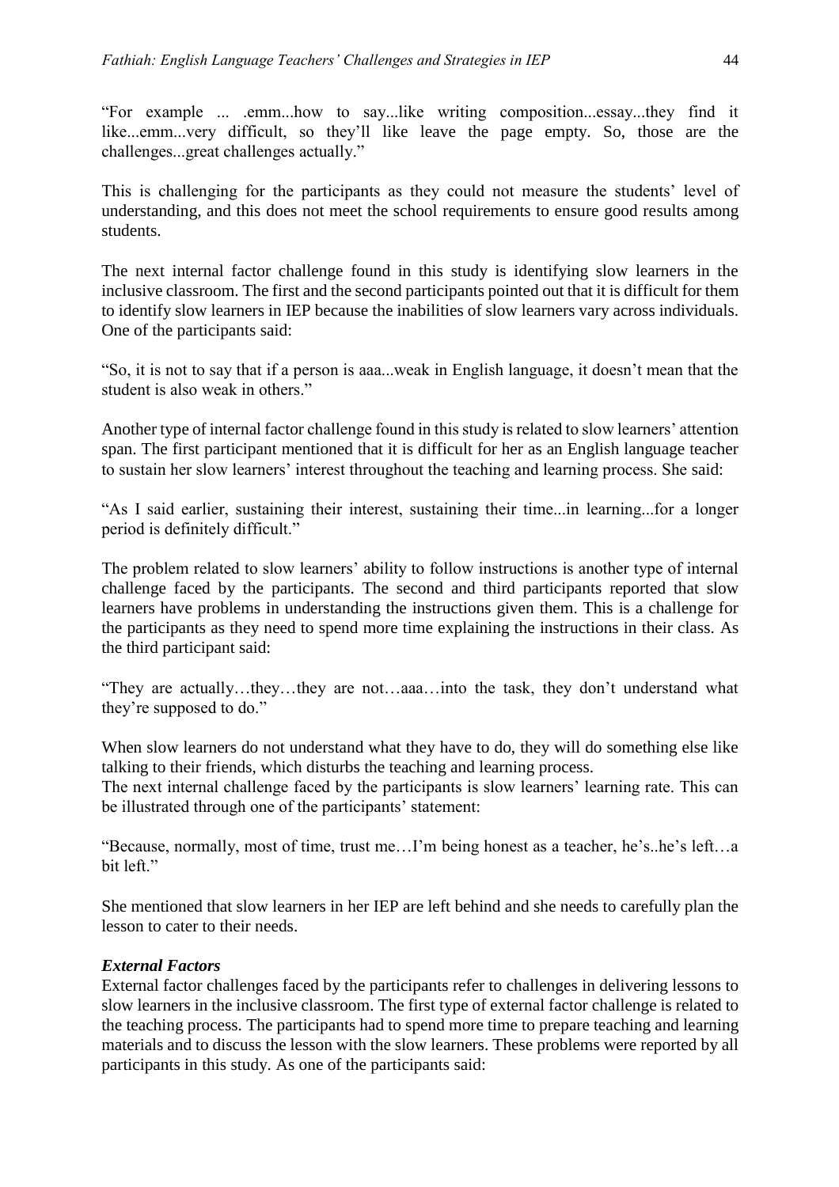"For example ... .emm...how to say...like writing composition...essay...they find it like...emm...very difficult, so they'll like leave the page empty. So, those are the challenges...great challenges actually."

This is challenging for the participants as they could not measure the students' level of understanding, and this does not meet the school requirements to ensure good results among students.

The next internal factor challenge found in this study is identifying slow learners in the inclusive classroom. The first and the second participants pointed out that it is difficult for them to identify slow learners in IEP because the inabilities of slow learners vary across individuals. One of the participants said:

"So, it is not to say that if a person is aaa...weak in English language, it doesn't mean that the student is also weak in others."

Another type of internal factor challenge found in this study is related to slow learners' attention span. The first participant mentioned that it is difficult for her as an English language teacher to sustain her slow learners' interest throughout the teaching and learning process. She said:

"As I said earlier, sustaining their interest, sustaining their time...in learning...for a longer period is definitely difficult."

The problem related to slow learners' ability to follow instructions is another type of internal challenge faced by the participants. The second and third participants reported that slow learners have problems in understanding the instructions given them. This is a challenge for the participants as they need to spend more time explaining the instructions in their class. As the third participant said:

"They are actually…they…they are not…aaa…into the task, they don't understand what they're supposed to do."

When slow learners do not understand what they have to do, they will do something else like talking to their friends, which disturbs the teaching and learning process.
The next internal challenge faced by the participants is slow learners' learning rate. This can be illustrated through one of the participants' statement:

"Because, normally, most of time, trust me…I'm being honest as a teacher, he's..he's left…a bit left."

She mentioned that slow learners in her IEP are left behind and she needs to carefully plan the lesson to cater to their needs.

***External Factors***

External factor challenges faced by the participants refer to challenges in delivering lessons to slow learners in the inclusive classroom. The first type of external factor challenge is related to the teaching process. The participants had to spend more time to prepare teaching and learning materials and to discuss the lesson with the slow learners. These problems were reported by all participants in this study. As one of the participants said: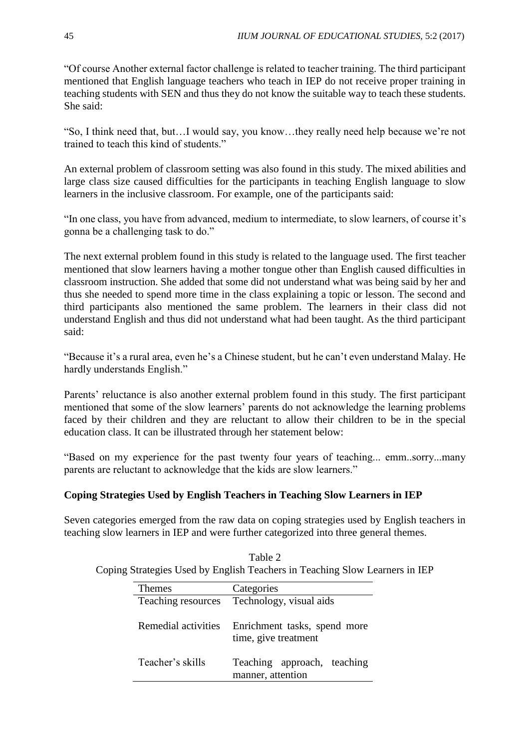"Of course Another external factor challenge is related to teacher training. The third participant mentioned that English language teachers who teach in IEP do not receive proper training in teaching students with SEN and thus they do not know the suitable way to teach these students. She said:

"So, I think need that, but…I would say, you know…they really need help because we're not trained to teach this kind of students."

An external problem of classroom setting was also found in this study. The mixed abilities and large class size caused difficulties for the participants in teaching English language to slow learners in the inclusive classroom. For example, one of the participants said:

"In one class, you have from advanced, medium to intermediate, to slow learners, of course it's gonna be a challenging task to do."

The next external problem found in this study is related to the language used. The first teacher mentioned that slow learners having a mother tongue other than English caused difficulties in classroom instruction. She added that some did not understand what was being said by her and thus she needed to spend more time in the class explaining a topic or lesson. The second and third participants also mentioned the same problem. The learners in their class did not understand English and thus did not understand what had been taught. As the third participant said:

"Because it's a rural area, even he's a Chinese student, but he can't even understand Malay. He hardly understands English."

Parents' reluctance is also another external problem found in this study. The first participant mentioned that some of the slow learners' parents do not acknowledge the learning problems faced by their children and they are reluctant to allow their children to be in the special education class. It can be illustrated through her statement below:

"Based on my experience for the past twenty four years of teaching... emm..sorry...many parents are reluctant to acknowledge that the kids are slow learners."

**Coping Strategies Used by English Teachers in Teaching Slow Learners in IEP**

Seven categories emerged from the raw data on coping strategies used by English teachers in teaching slow learners in IEP and were further categorized into three general themes.

Table 2
Coping Strategies Used by English Teachers in Teaching Slow Learners in IEP

| Themes | Categories |
|---|---|
| Teaching resources | Technology, visual aids |
| Remedial activities | Enrichment tasks, spend more time, give treatment |
| Teacher's skills | Teaching approach, teaching manner, attention |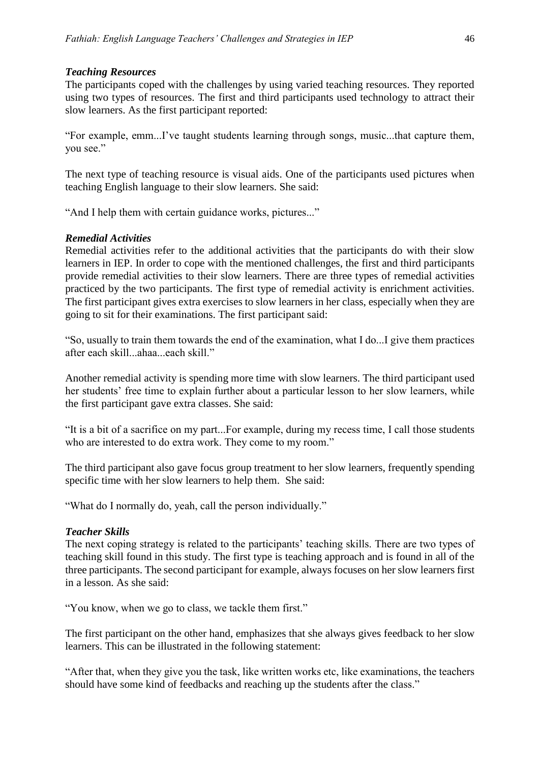### *Teaching Resources*

The participants coped with the challenges by using varied teaching resources. They reported using two types of resources. The first and third participants used technology to attract their slow learners. As the first participant reported:

"For example, emm...I've taught students learning through songs, music...that capture them, you see."

The next type of teaching resource is visual aids. One of the participants used pictures when teaching English language to their slow learners. She said:

"And I help them with certain guidance works, pictures..."

### *Remedial Activities*

Remedial activities refer to the additional activities that the participants do with their slow learners in IEP. In order to cope with the mentioned challenges, the first and third participants provide remedial activities to their slow learners. There are three types of remedial activities practiced by the two participants. The first type of remedial activity is enrichment activities. The first participant gives extra exercises to slow learners in her class, especially when they are going to sit for their examinations. The first participant said:

"So, usually to train them towards the end of the examination, what I do...I give them practices after each skill...ahaa...each skill."

Another remedial activity is spending more time with slow learners. The third participant used her students' free time to explain further about a particular lesson to her slow learners, while the first participant gave extra classes. She said:

"It is a bit of a sacrifice on my part...For example, during my recess time, I call those students who are interested to do extra work. They come to my room."

The third participant also gave focus group treatment to her slow learners, frequently spending specific time with her slow learners to help them. She said:

"What do I normally do, yeah, call the person individually."

### *Teacher Skills*

The next coping strategy is related to the participants' teaching skills. There are two types of teaching skill found in this study. The first type is teaching approach and is found in all of the three participants. The second participant for example, always focuses on her slow learners first in a lesson. As she said:

"You know, when we go to class, we tackle them first."

The first participant on the other hand, emphasizes that she always gives feedback to her slow learners. This can be illustrated in the following statement:

"After that, when they give you the task, like written works etc, like examinations, the teachers should have some kind of feedbacks and reaching up the students after the class."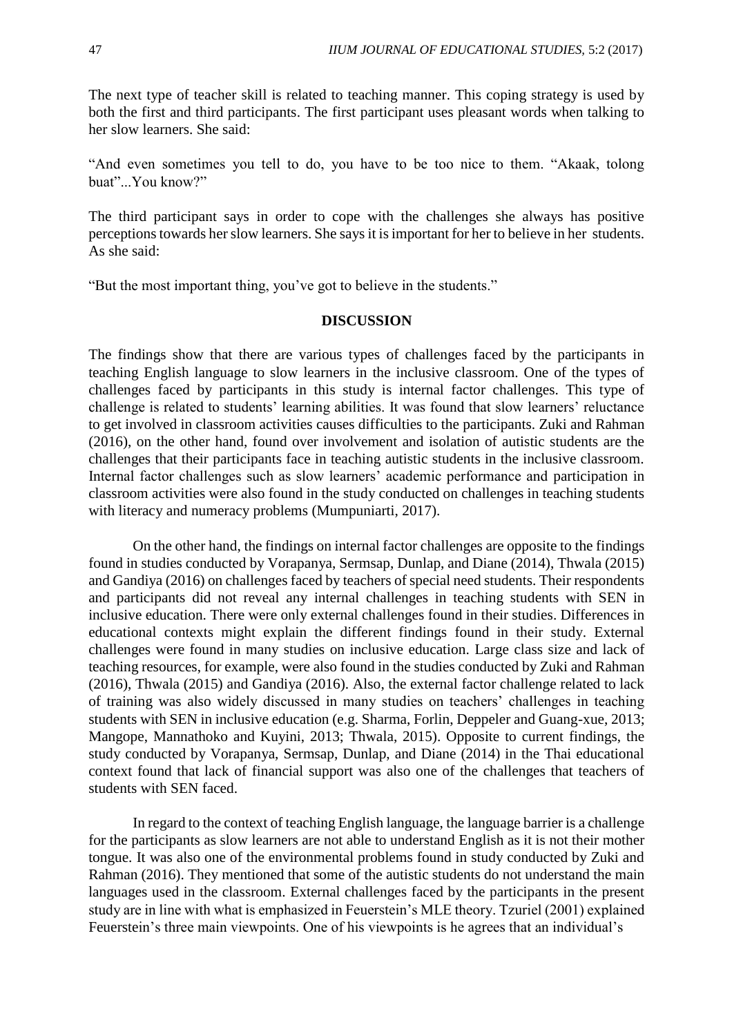The next type of teacher skill is related to teaching manner. This coping strategy is used by both the first and third participants. The first participant uses pleasant words when talking to her slow learners. She said:

"And even sometimes you tell to do, you have to be too nice to them. "Akaak, tolong buat"...You know?"

The third participant says in order to cope with the challenges she always has positive perceptions towards her slow learners. She says it is important for her to believe in her students. As she said:

"But the most important thing, you've got to believe in the students."

## DISCUSSION

The findings show that there are various types of challenges faced by the participants in teaching English language to slow learners in the inclusive classroom. One of the types of challenges faced by participants in this study is internal factor challenges. This type of challenge is related to students' learning abilities. It was found that slow learners' reluctance to get involved in classroom activities causes difficulties to the participants. Zuki and Rahman (2016), on the other hand, found over involvement and isolation of autistic students are the challenges that their participants face in teaching autistic students in the inclusive classroom. Internal factor challenges such as slow learners' academic performance and participation in classroom activities were also found in the study conducted on challenges in teaching students with literacy and numeracy problems (Mumpuniarti, 2017).

On the other hand, the findings on internal factor challenges are opposite to the findings found in studies conducted by Vorapanya, Sermsap, Dunlap, and Diane (2014), Thwala (2015) and Gandiya (2016) on challenges faced by teachers of special need students. Their respondents and participants did not reveal any internal challenges in teaching students with SEN in inclusive education. There were only external challenges found in their studies. Differences in educational contexts might explain the different findings found in their study. External challenges were found in many studies on inclusive education. Large class size and lack of teaching resources, for example, were also found in the studies conducted by Zuki and Rahman (2016), Thwala (2015) and Gandiya (2016). Also, the external factor challenge related to lack of training was also widely discussed in many studies on teachers' challenges in teaching students with SEN in inclusive education (e.g. Sharma, Forlin, Deppeler and Guang-xue, 2013; Mangope, Mannathoko and Kuyini, 2013; Thwala, 2015). Opposite to current findings, the study conducted by Vorapanya, Sermsap, Dunlap, and Diane (2014) in the Thai educational context found that lack of financial support was also one of the challenges that teachers of students with SEN faced.

In regard to the context of teaching English language, the language barrier is a challenge for the participants as slow learners are not able to understand English as it is not their mother tongue. It was also one of the environmental problems found in study conducted by Zuki and Rahman (2016). They mentioned that some of the autistic students do not understand the main languages used in the classroom. External challenges faced by the participants in the present study are in line with what is emphasized in Feuerstein's MLE theory. Tzuriel (2001) explained Feuerstein's three main viewpoints. One of his viewpoints is he agrees that an individual's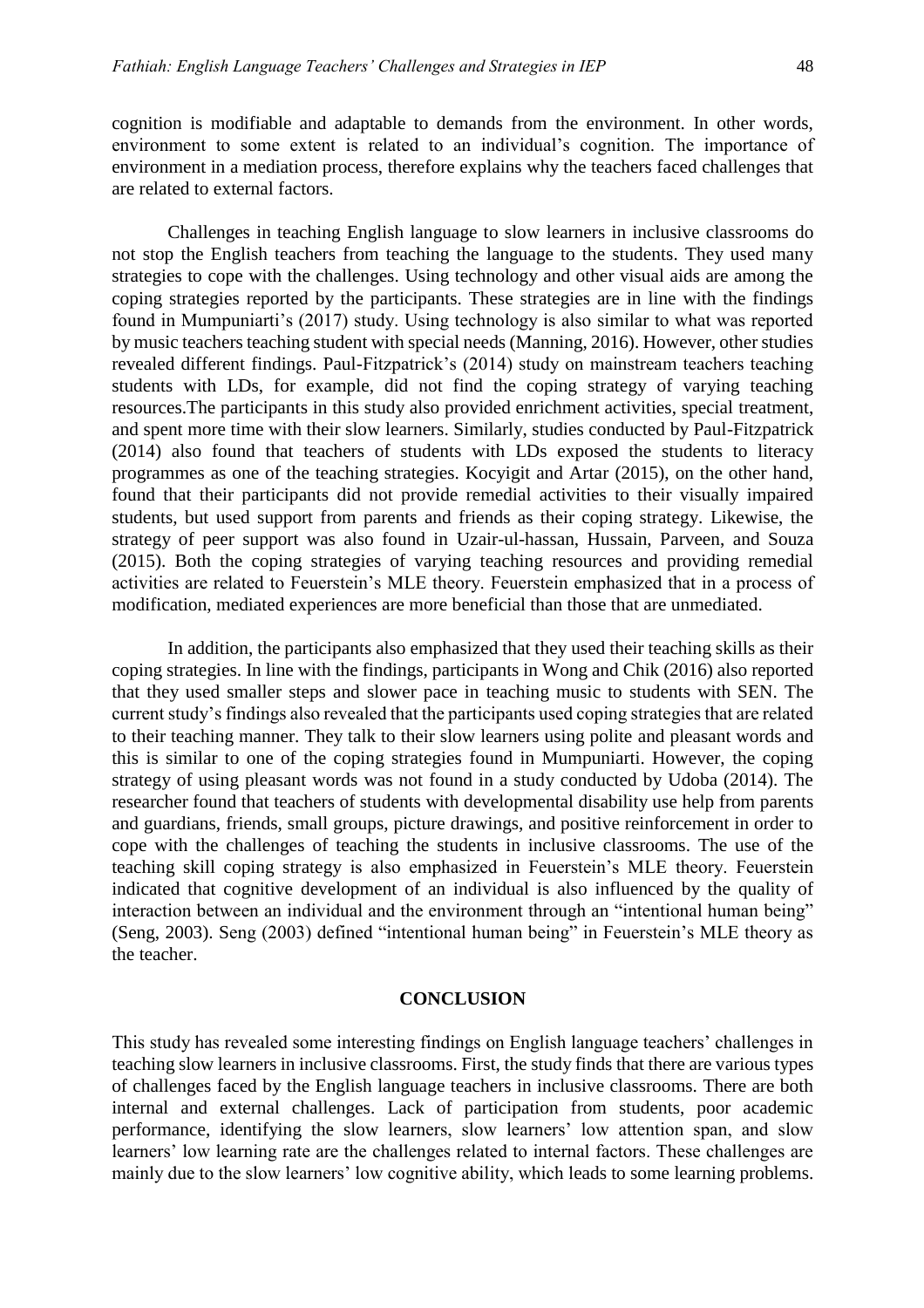cognition is modifiable and adaptable to demands from the environment. In other words, environment to some extent is related to an individual's cognition. The importance of environment in a mediation process, therefore explains why the teachers faced challenges that are related to external factors.

Challenges in teaching English language to slow learners in inclusive classrooms do not stop the English teachers from teaching the language to the students. They used many strategies to cope with the challenges. Using technology and other visual aids are among the coping strategies reported by the participants. These strategies are in line with the findings found in Mumpuniarti's (2017) study. Using technology is also similar to what was reported by music teachers teaching student with special needs (Manning, 2016). However, other studies revealed different findings. Paul-Fitzpatrick's (2014) study on mainstream teachers teaching students with LDs, for example, did not find the coping strategy of varying teaching resources.The participants in this study also provided enrichment activities, special treatment, and spent more time with their slow learners. Similarly, studies conducted by Paul-Fitzpatrick (2014) also found that teachers of students with LDs exposed the students to literacy programmes as one of the teaching strategies. Kocyigit and Artar (2015), on the other hand, found that their participants did not provide remedial activities to their visually impaired students, but used support from parents and friends as their coping strategy. Likewise, the strategy of peer support was also found in Uzair-ul-hassan, Hussain, Parveen, and Souza (2015). Both the coping strategies of varying teaching resources and providing remedial activities are related to Feuerstein's MLE theory. Feuerstein emphasized that in a process of modification, mediated experiences are more beneficial than those that are unmediated.

In addition, the participants also emphasized that they used their teaching skills as their coping strategies. In line with the findings, participants in Wong and Chik (2016) also reported that they used smaller steps and slower pace in teaching music to students with SEN. The current study's findings also revealed that the participants used coping strategies that are related to their teaching manner. They talk to their slow learners using polite and pleasant words and this is similar to one of the coping strategies found in Mumpuniarti. However, the coping strategy of using pleasant words was not found in a study conducted by Udoba (2014). The researcher found that teachers of students with developmental disability use help from parents and guardians, friends, small groups, picture drawings, and positive reinforcement in order to cope with the challenges of teaching the students in inclusive classrooms. The use of the teaching skill coping strategy is also emphasized in Feuerstein's MLE theory. Feuerstein indicated that cognitive development of an individual is also influenced by the quality of interaction between an individual and the environment through an "intentional human being" (Seng, 2003). Seng (2003) defined "intentional human being" in Feuerstein's MLE theory as the teacher.

## CONCLUSION

This study has revealed some interesting findings on English language teachers' challenges in teaching slow learners in inclusive classrooms. First, the study finds that there are various types of challenges faced by the English language teachers in inclusive classrooms. There are both internal and external challenges. Lack of participation from students, poor academic performance, identifying the slow learners, slow learners' low attention span, and slow learners' low learning rate are the challenges related to internal factors. These challenges are mainly due to the slow learners' low cognitive ability, which leads to some learning problems.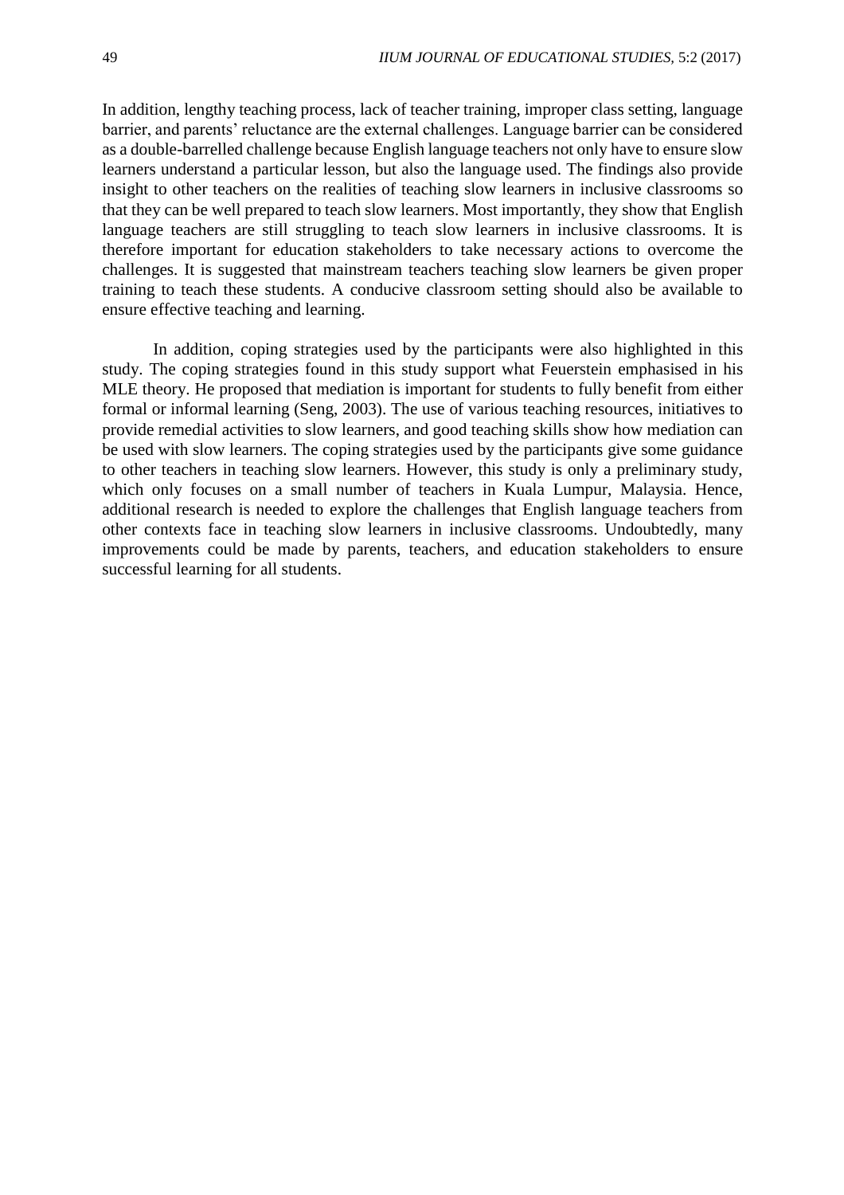In addition, lengthy teaching process, lack of teacher training, improper class setting, language barrier, and parents' reluctance are the external challenges. Language barrier can be considered as a double-barrelled challenge because English language teachers not only have to ensure slow learners understand a particular lesson, but also the language used. The findings also provide insight to other teachers on the realities of teaching slow learners in inclusive classrooms so that they can be well prepared to teach slow learners. Most importantly, they show that English language teachers are still struggling to teach slow learners in inclusive classrooms. It is therefore important for education stakeholders to take necessary actions to overcome the challenges. It is suggested that mainstream teachers teaching slow learners be given proper training to teach these students. A conducive classroom setting should also be available to ensure effective teaching and learning.

In addition, coping strategies used by the participants were also highlighted in this study. The coping strategies found in this study support what Feuerstein emphasised in his MLE theory. He proposed that mediation is important for students to fully benefit from either formal or informal learning (Seng, 2003). The use of various teaching resources, initiatives to provide remedial activities to slow learners, and good teaching skills show how mediation can be used with slow learners. The coping strategies used by the participants give some guidance to other teachers in teaching slow learners. However, this study is only a preliminary study, which only focuses on a small number of teachers in Kuala Lumpur, Malaysia. Hence, additional research is needed to explore the challenges that English language teachers from other contexts face in teaching slow learners in inclusive classrooms. Undoubtedly, many improvements could be made by parents, teachers, and education stakeholders to ensure successful learning for all students.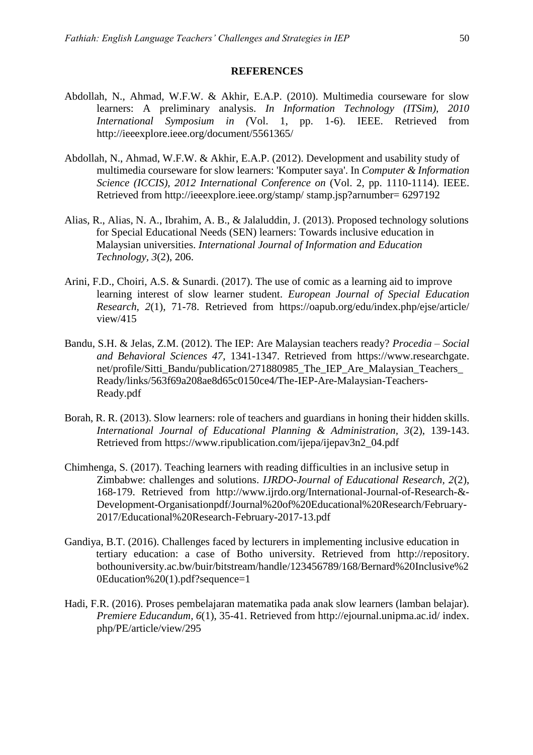## REFERENCES

Abdollah, N., Ahmad, W.F.W. & Akhir, E.A.P. (2010). Multimedia courseware for slow learners: A preliminary analysis. *In Information Technology (ITSim), 2010 International Symposium in (*Vol. 1, pp. 1-6). IEEE. Retrieved from http://ieeexplore.ieee.org/document/5561365/

Abdollah, N., Ahmad, W.F.W. & Akhir, E.A.P. (2012). Development and usability study of multimedia courseware for slow learners: 'Komputer saya'. In *Computer & Information Science (ICCIS), 2012 International Conference on* (Vol. 2, pp. 1110-1114). IEEE. Retrieved from http://ieeexplore.ieee.org/stamp/ stamp.jsp?arnumber= 6297192

Alias, R., Alias, N. A., Ibrahim, A. B., & Jalaluddin, J. (2013). Proposed technology solutions for Special Educational Needs (SEN) learners: Towards inclusive education in Malaysian universities. *International Journal of Information and Education Technology*, *3*(2), 206.

Arini, F.D., Choiri, A.S. & Sunardi. (2017). The use of comic as a learning aid to improve learning interest of slow learner student. *European Journal of Special Education Research, 2*(1), 71-78. Retrieved from https://oapub.org/edu/index.php/ejse/article/ view/415

Bandu, S.H. & Jelas, Z.M. (2012). The IEP: Are Malaysian teachers ready? *Procedia – Social and Behavioral Sciences 47*, 1341-1347. Retrieved from https://www.researchgate. net/profile/Sitti_Bandu/publication/271880985_The_IEP_Are_Malaysian_Teachers_ Ready/links/563f69a208ae8d65c0150ce4/The-IEP-Are-Malaysian-Teachers-Ready.pdf

Borah, R. R. (2013). Slow learners: role of teachers and guardians in honing their hidden skills. *International Journal of Educational Planning & Administration*, *3*(2), 139-143. Retrieved from https://www.ripublication.com/ijepa/ijepav3n2_04.pdf

Chimhenga, S. (2017). Teaching learners with reading difficulties in an inclusive setup in Zimbabwe: challenges and solutions. *IJRDO-Journal of Educational Research, 2*(2), 168-179. Retrieved from http://www.ijrdo.org/International-Journal-of-Research-&-Development-Organisationpdf/Journal%20of%20Educational%20Research/February-2017/Educational%20Research-February-2017-13.pdf

Gandiya, B.T. (2016). Challenges faced by lecturers in implementing inclusive education in tertiary education: a case of Botho university. Retrieved from http://repository. bothouniversity.ac.bw/buir/bitstream/handle/123456789/168/Bernard%20Inclusive%20Education%20(1).pdf?sequence=1

Hadi, F.R. (2016). Proses pembelajaran matematika pada anak slow learners (lamban belajar). *Premiere Educandum*, *6*(1), 35-41. Retrieved from http://ejournal.unipma.ac.id/ index.php/PE/article/view/295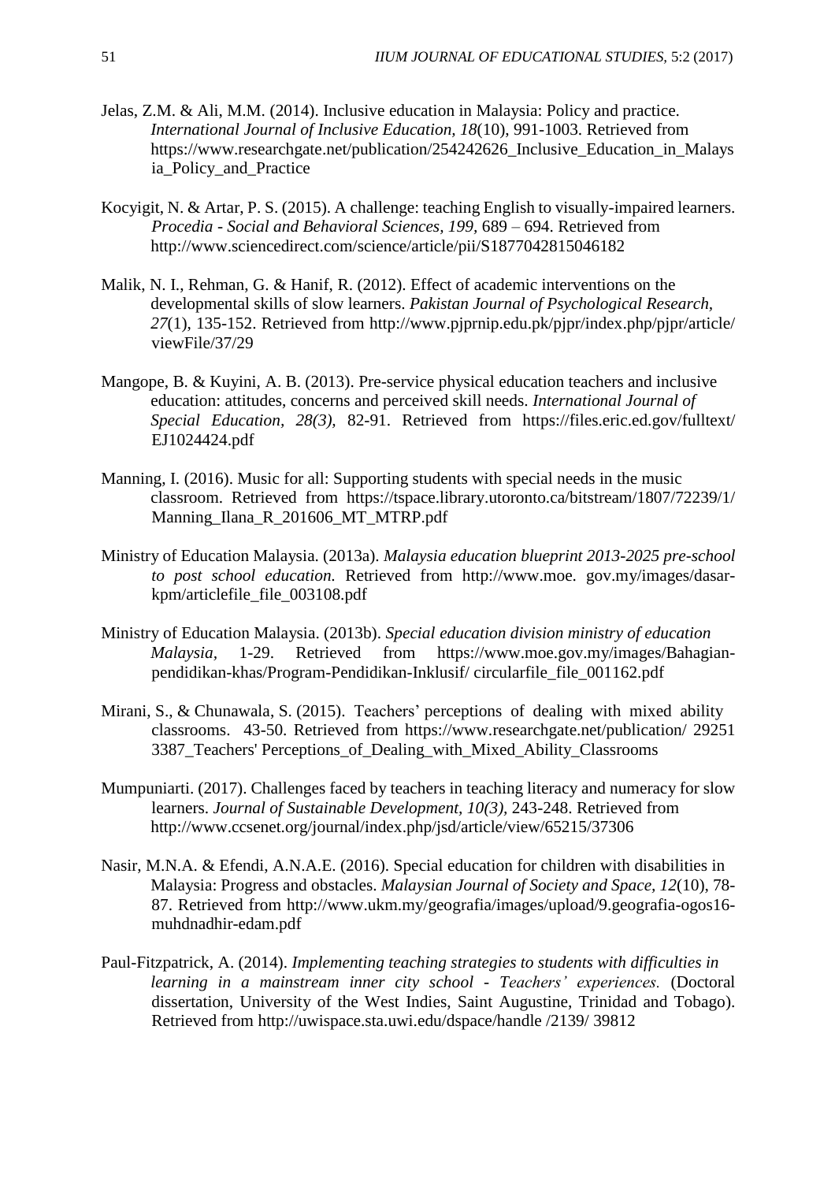Jelas, Z.M. & Ali, M.M. (2014). Inclusive education in Malaysia: Policy and practice. *International Journal of Inclusive Education, 18*(10), 991-1003. Retrieved from https://www.researchgate.net/publication/254242626_Inclusive_Education_in_Malaysia_Policy_and_Practice

Kocyigit, N. & Artar, P. S. (2015). A challenge: teaching English to visually-impaired learners. *Procedia - Social and Behavioral Sciences, 199*, 689 – 694. Retrieved from http://www.sciencedirect.com/science/article/pii/S1877042815046182

Malik, N. I., Rehman, G. & Hanif, R. (2012). Effect of academic interventions on the developmental skills of slow learners. *Pakistan Journal of Psychological Research, 27*(1), 135-152. Retrieved from http://www.pjprnip.edu.pk/pjpr/index.php/pjpr/article/viewFile/37/29

Mangope, B. & Kuyini, A. B. (2013). Pre-service physical education teachers and inclusive education: attitudes, concerns and perceived skill needs. *International Journal of Special Education, 28(3),* 82-91. Retrieved from https://files.eric.ed.gov/fulltext/EJ1024424.pdf

Manning, I. (2016). Music for all: Supporting students with special needs in the music classroom. Retrieved from https://tspace.library.utoronto.ca/bitstream/1807/72239/1/Manning_Ilana_R_201606_MT_MTRP.pdf

Ministry of Education Malaysia. (2013a). *Malaysia education blueprint 2013-2025 pre-school to post school education.* Retrieved from http://www.moe. gov.my/images/dasar-kpm/articlefile_file_003108.pdf

Ministry of Education Malaysia. (2013b). *Special education division ministry of education Malaysia,* 1-29. Retrieved from https://www.moe.gov.my/images/Bahagian-pendidikan-khas/Program-Pendidikan-Inklusif/ circularfile_file_001162.pdf

Mirani, S., & Chunawala, S. (2015). Teachers' perceptions of dealing with mixed ability classrooms. 43-50. Retrieved from https://www.researchgate.net/publication/ 292513387_Teachers' Perceptions_of_Dealing_with_Mixed_Ability_Classrooms

Mumpuniarti. (2017). Challenges faced by teachers in teaching literacy and numeracy for slow learners. *Journal of Sustainable Development, 10(3),* 243-248. Retrieved from http://www.ccsenet.org/journal/index.php/jsd/article/view/65215/37306

Nasir, M.N.A. & Efendi, A.N.A.E. (2016). Special education for children with disabilities in Malaysia: Progress and obstacles. *Malaysian Journal of Society and Space, 12*(10), 78-87. Retrieved from http://www.ukm.my/geografia/images/upload/9.geografia-ogos16-muhdnadhir-edam.pdf

Paul-Fitzpatrick, A. (2014). *Implementing teaching strategies to students with difficulties in learning in a mainstream inner city school - Teachers' experiences.* (Doctoral dissertation, University of the West Indies, Saint Augustine, Trinidad and Tobago). Retrieved from http://uwispace.sta.uwi.edu/dspace/handle /2139/ 39812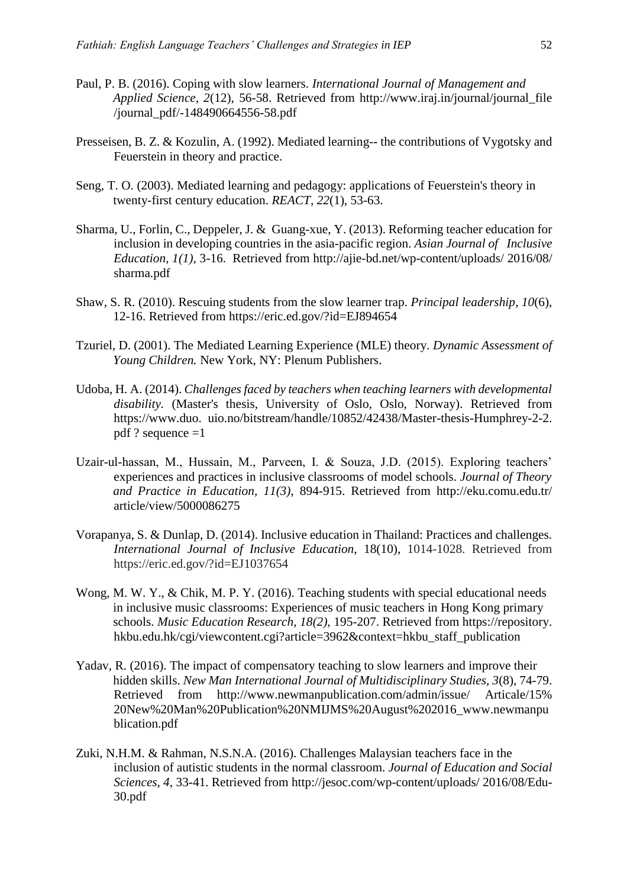Paul, P. B. (2016). Coping with slow learners. *International Journal of Management and Applied Science, 2*(12), 56-58. Retrieved from http://www.iraj.in/journal/journal_file /journal_pdf/-148490664556-58.pdf

Presseisen, B. Z. & Kozulin, A. (1992). Mediated learning-- the contributions of Vygotsky and Feuerstein in theory and practice.

Seng, T. O. (2003). Mediated learning and pedagogy: applications of Feuerstein's theory in twenty-first century education. *REACT, 22*(1), 53-63.

Sharma, U., Forlin, C., Deppeler, J. & Guang-xue, Y. (2013). Reforming teacher education for inclusion in developing countries in the asia-pacific region. *Asian Journal of Inclusive Education, 1(1),* 3-16. Retrieved from http://ajie-bd.net/wp-content/uploads/ 2016/08/ sharma.pdf

Shaw, S. R. (2010). Rescuing students from the slow learner trap. *Principal leadership*, *10*(6), 12-16. Retrieved from https://eric.ed.gov/?id=EJ894654

Tzuriel, D. (2001). The Mediated Learning Experience (MLE) theory. *Dynamic Assessment of Young Children.* New York, NY: Plenum Publishers.

Udoba, H. A. (2014). *Challenges faced by teachers when teaching learners with developmental disability.* (Master's thesis, University of Oslo, Oslo, Norway). Retrieved from https://www.duo. uio.no/bitstream/handle/10852/42438/Master-thesis-Humphrey-2-2. pdf ? sequence =1

Uzair-ul-hassan, M., Hussain, M., Parveen, I. & Souza, J.D. (2015). Exploring teachers' experiences and practices in inclusive classrooms of model schools. *Journal of Theory and Practice in Education, 11(3),* 894-915. Retrieved from http://eku.comu.edu.tr/ article/view/5000086275

Vorapanya, S. & Dunlap, D. (2014). Inclusive education in Thailand: Practices and challenges. *International Journal of Inclusive Education*, 18(10), 1014-1028. Retrieved from https://eric.ed.gov/?id=EJ1037654

Wong, M. W. Y., & Chik, M. P. Y. (2016). Teaching students with special educational needs in inclusive music classrooms: Experiences of music teachers in Hong Kong primary schools. *Music Education Research, 18(2),* 195-207. Retrieved from https://repository. hkbu.edu.hk/cgi/viewcontent.cgi?article=3962&context=hkbu_staff_publication

Yadav, R. (2016). The impact of compensatory teaching to slow learners and improve their hidden skills. *New Man International Journal of Multidisciplinary Studies, 3*(8), 74-79. Retrieved from http://www.newmanpublication.com/admin/issue/ Articale/15% 20New%20Man%20Publication%20NMIJMS%20August%202016_www.newmanpu blication.pdf

Zuki, N.H.M. & Rahman, N.S.N.A. (2016). Challenges Malaysian teachers face in the inclusion of autistic students in the normal classroom. *Journal of Education and Social Sciences, 4*, 33-41. Retrieved from http://jesoc.com/wp-content/uploads/ 2016/08/Edu-30.pdf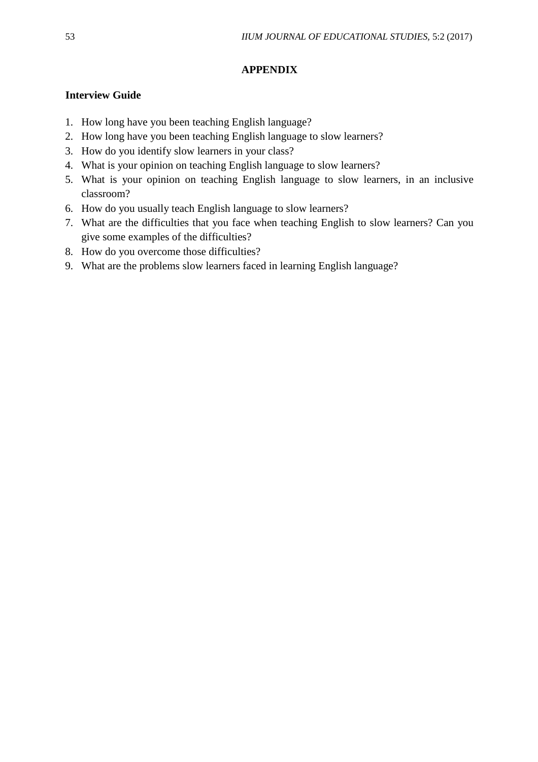## APPENDIX

**Interview Guide**

1. How long have you been teaching English language?
2. How long have you been teaching English language to slow learners?
3. How do you identify slow learners in your class?
4. What is your opinion on teaching English language to slow learners?
5. What is your opinion on teaching English language to slow learners, in an inclusive classroom?
6. How do you usually teach English language to slow learners?
7. What are the difficulties that you face when teaching English to slow learners? Can you give some examples of the difficulties?
8. How do you overcome those difficulties?
9. What are the problems slow learners faced in learning English language?